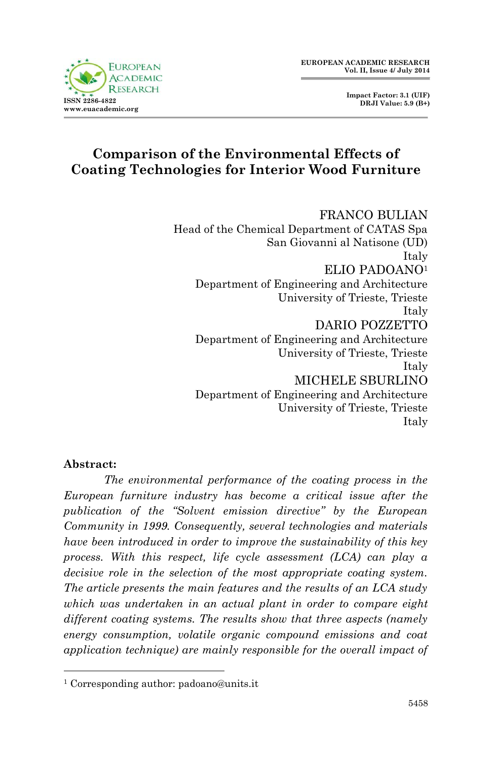# Comparison of the Environmental Effects of Coating Technologies for Interior Wood Furniture

FRANCO BULIAN
Head of the Chemical Department of CATAS Spa
San Giovanni al Natisone (UD)
Italy

ELIO PADOANO[1]
Department of Engineering and Architecture
University of Trieste, Trieste
Italy

DARIO POZZETTO
Department of Engineering and Architecture
University of Trieste, Trieste
Italy

MICHELE SBURLINO
Department of Engineering and Architecture
University of Trieste, Trieste
Italy

**Abstract:**

*The environmental performance of the coating process in the European furniture industry has become a critical issue after the publication of the "Solvent emission directive" by the European Community in 1999. Consequently, several technologies and materials have been introduced in order to improve the sustainability of this key process. With this respect, life cycle assessment (LCA) can play a decisive role in the selection of the most appropriate coating system. The article presents the main features and the results of an LCA study which was undertaken in an actual plant in order to compare eight different coating systems. The results show that three aspects (namely energy consumption, volatile organic compound emissions and coat application technique) are mainly responsible for the overall impact of*

[1] Corresponding author: padoano@units.it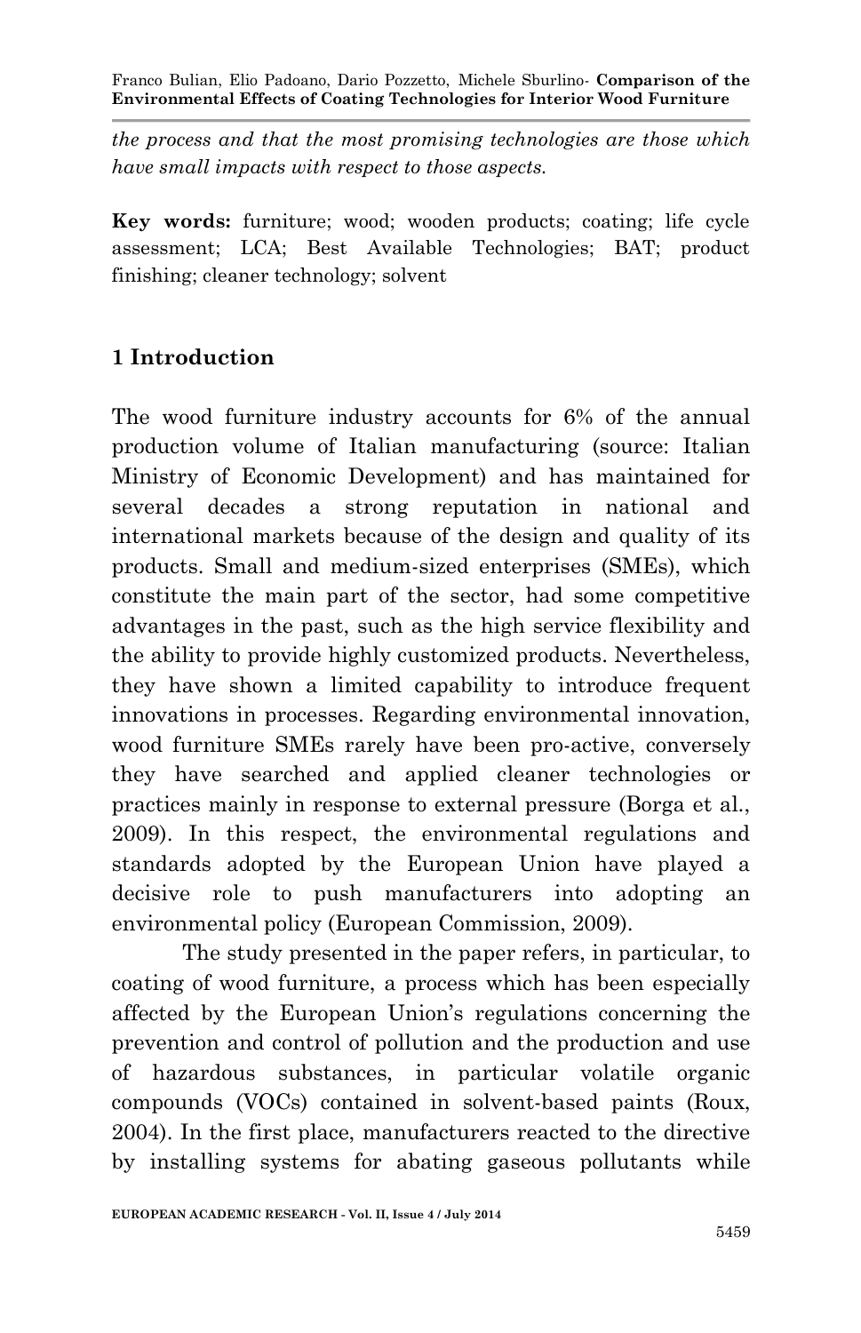*the process and that the most promising technologies are those which have small impacts with respect to those aspects.*

**Key words:** furniture; wood; wooden products; coating; life cycle assessment; LCA; Best Available Technologies; BAT; product finishing; cleaner technology; solvent

## 1 Introduction

The wood furniture industry accounts for 6% of the annual production volume of Italian manufacturing (source: Italian Ministry of Economic Development) and has maintained for several decades a strong reputation in national and international markets because of the design and quality of its products. Small and medium-sized enterprises (SMEs), which constitute the main part of the sector, had some competitive advantages in the past, such as the high service flexibility and the ability to provide highly customized products. Nevertheless, they have shown a limited capability to introduce frequent innovations in processes. Regarding environmental innovation, wood furniture SMEs rarely have been pro-active, conversely they have searched and applied cleaner technologies or practices mainly in response to external pressure (Borga et al., 2009). In this respect, the environmental regulations and standards adopted by the European Union have played a decisive role to push manufacturers into adopting an environmental policy (European Commission, 2009).

The study presented in the paper refers, in particular, to coating of wood furniture, a process which has been especially affected by the European Union's regulations concerning the prevention and control of pollution and the production and use of hazardous substances, in particular volatile organic compounds (VOCs) contained in solvent-based paints (Roux, 2004). In the first place, manufacturers reacted to the directive by installing systems for abating gaseous pollutants while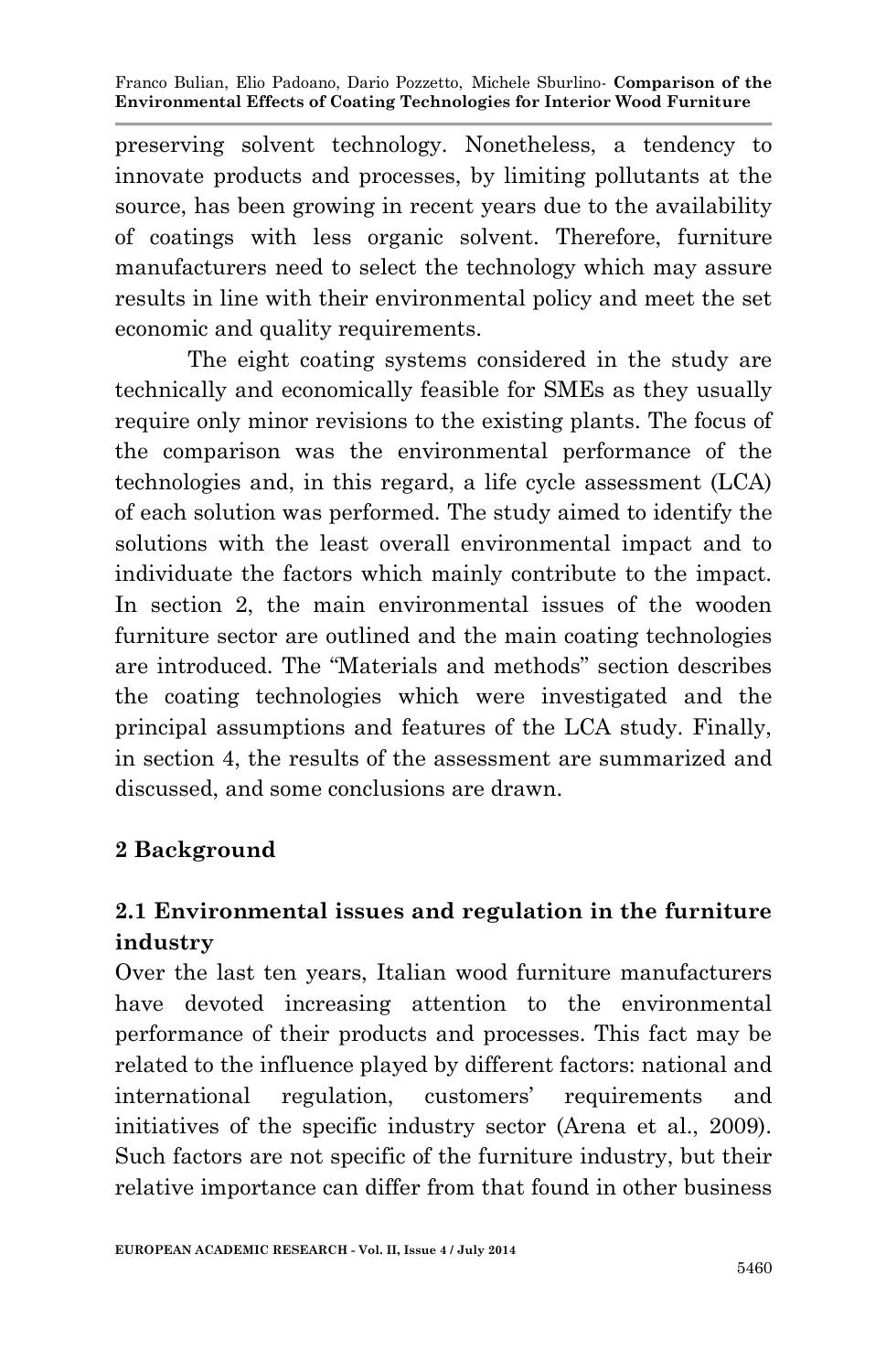preserving solvent technology. Nonetheless, a tendency to innovate products and processes, by limiting pollutants at the source, has been growing in recent years due to the availability of coatings with less organic solvent. Therefore, furniture manufacturers need to select the technology which may assure results in line with their environmental policy and meet the set economic and quality requirements.

The eight coating systems considered in the study are technically and economically feasible for SMEs as they usually require only minor revisions to the existing plants. The focus of the comparison was the environmental performance of the technologies and, in this regard, a life cycle assessment (LCA) of each solution was performed. The study aimed to identify the solutions with the least overall environmental impact and to individuate the factors which mainly contribute to the impact. In section 2, the main environmental issues of the wooden furniture sector are outlined and the main coating technologies are introduced. The "Materials and methods" section describes the coating technologies which were investigated and the principal assumptions and features of the LCA study. Finally, in section 4, the results of the assessment are summarized and discussed, and some conclusions are drawn.

## 2 Background

### 2.1 Environmental issues and regulation in the furniture industry

Over the last ten years, Italian wood furniture manufacturers have devoted increasing attention to the environmental performance of their products and processes. This fact may be related to the influence played by different factors: national and international regulation, customers' requirements and initiatives of the specific industry sector (Arena et al., 2009). Such factors are not specific of the furniture industry, but their relative importance can differ from that found in other business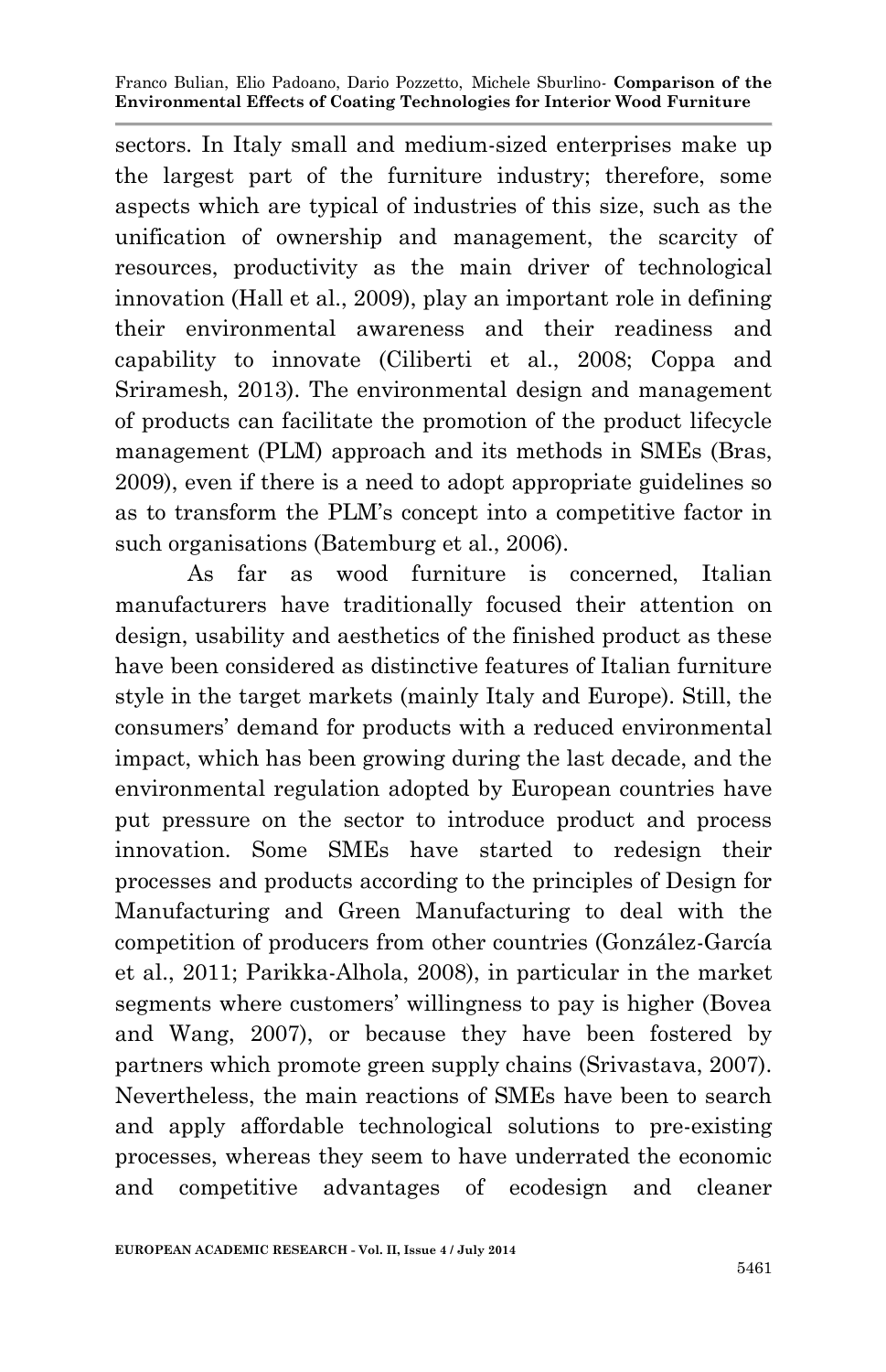sectors. In Italy small and medium-sized enterprises make up the largest part of the furniture industry; therefore, some aspects which are typical of industries of this size, such as the unification of ownership and management, the scarcity of resources, productivity as the main driver of technological innovation (Hall et al., 2009), play an important role in defining their environmental awareness and their readiness and capability to innovate (Ciliberti et al., 2008; Coppa and Sriramesh, 2013). The environmental design and management of products can facilitate the promotion of the product lifecycle management (PLM) approach and its methods in SMEs (Bras, 2009), even if there is a need to adopt appropriate guidelines so as to transform the PLM's concept into a competitive factor in such organisations (Batemburg et al., 2006).

As far as wood furniture is concerned, Italian manufacturers have traditionally focused their attention on design, usability and aesthetics of the finished product as these have been considered as distinctive features of Italian furniture style in the target markets (mainly Italy and Europe). Still, the consumers' demand for products with a reduced environmental impact, which has been growing during the last decade, and the environmental regulation adopted by European countries have put pressure on the sector to introduce product and process innovation. Some SMEs have started to redesign their processes and products according to the principles of Design for Manufacturing and Green Manufacturing to deal with the competition of producers from other countries (González-García et al., 2011; Parikka-Alhola, 2008), in particular in the market segments where customers' willingness to pay is higher (Bovea and Wang, 2007), or because they have been fostered by partners which promote green supply chains (Srivastava, 2007). Nevertheless, the main reactions of SMEs have been to search and apply affordable technological solutions to pre-existing processes, whereas they seem to have underrated the economic and competitive advantages of ecodesign and cleaner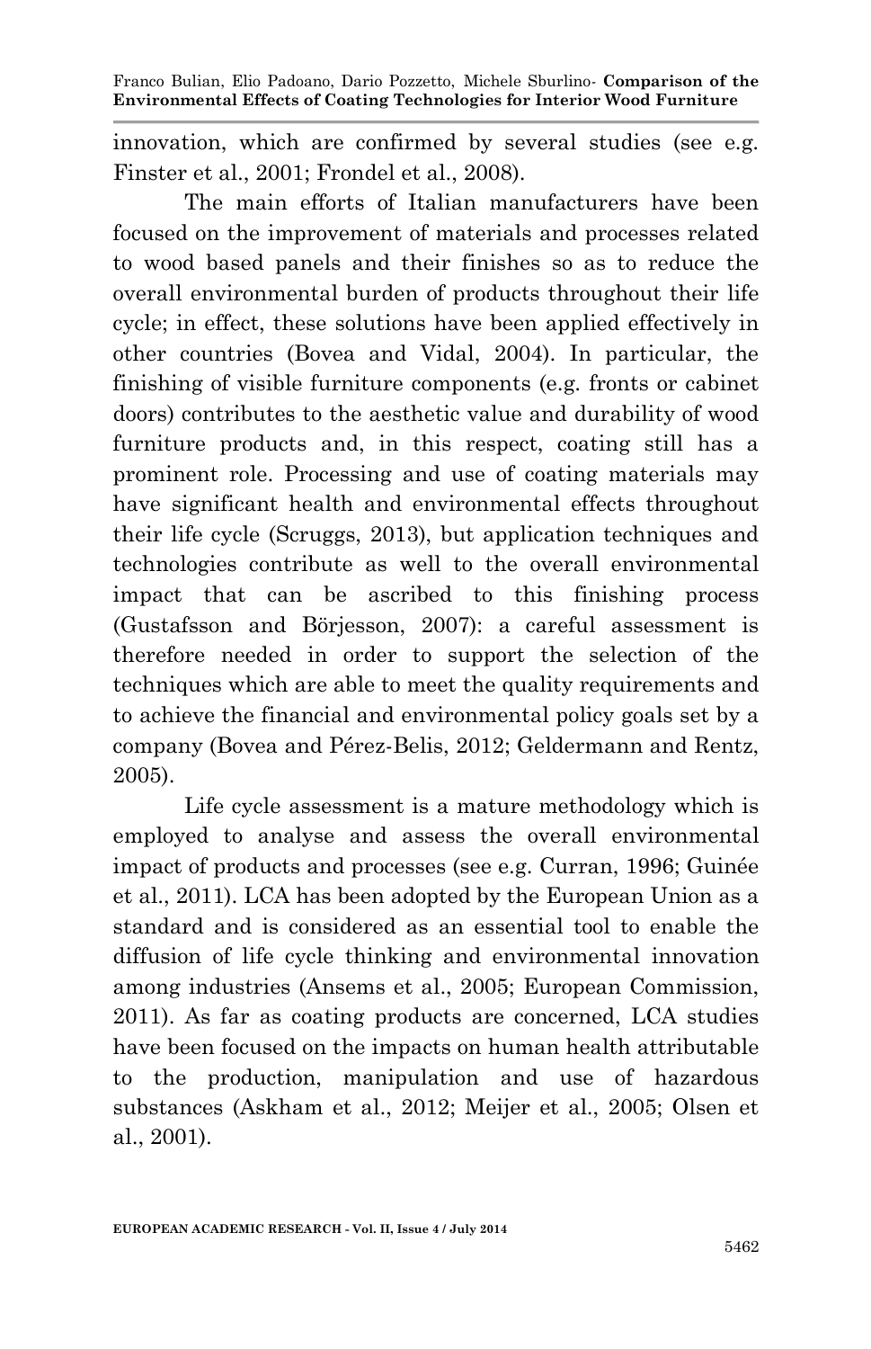innovation, which are confirmed by several studies (see e.g. Finster et al., 2001; Frondel et al., 2008).

The main efforts of Italian manufacturers have been focused on the improvement of materials and processes related to wood based panels and their finishes so as to reduce the overall environmental burden of products throughout their life cycle; in effect, these solutions have been applied effectively in other countries (Bovea and Vidal, 2004). In particular, the finishing of visible furniture components (e.g. fronts or cabinet doors) contributes to the aesthetic value and durability of wood furniture products and, in this respect, coating still has a prominent role. Processing and use of coating materials may have significant health and environmental effects throughout their life cycle (Scruggs, 2013), but application techniques and technologies contribute as well to the overall environmental impact that can be ascribed to this finishing process (Gustafsson and Börjesson, 2007): a careful assessment is therefore needed in order to support the selection of the techniques which are able to meet the quality requirements and to achieve the financial and environmental policy goals set by a company (Bovea and Pérez-Belis, 2012; Geldermann and Rentz, 2005).

Life cycle assessment is a mature methodology which is employed to analyse and assess the overall environmental impact of products and processes (see e.g. Curran, 1996; Guinée et al., 2011). LCA has been adopted by the European Union as a standard and is considered as an essential tool to enable the diffusion of life cycle thinking and environmental innovation among industries (Ansems et al., 2005; European Commission, 2011). As far as coating products are concerned, LCA studies have been focused on the impacts on human health attributable to the production, manipulation and use of hazardous substances (Askham et al., 2012; Meijer et al., 2005; Olsen et al., 2001).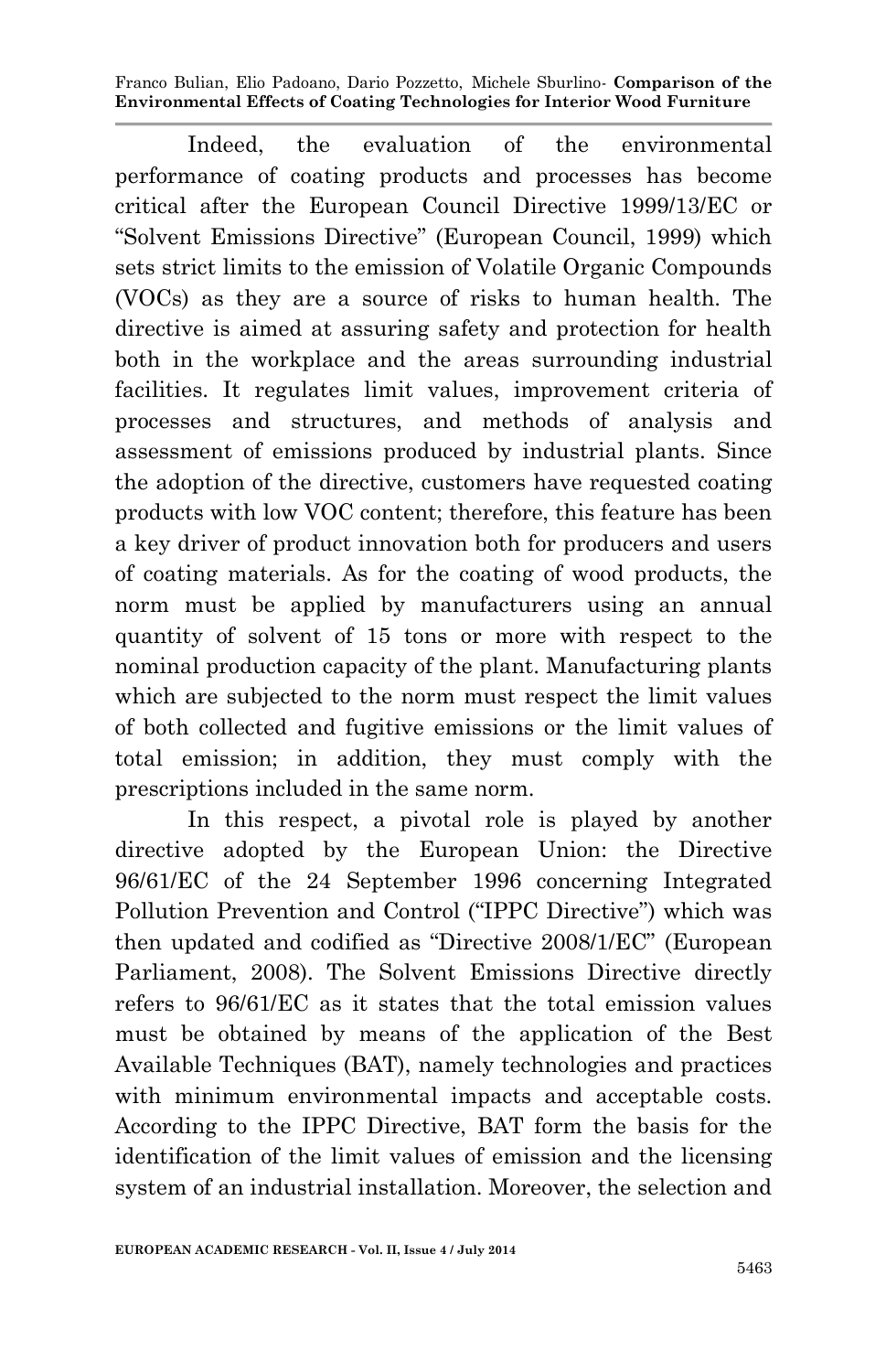Indeed, the evaluation of the environmental performance of coating products and processes has become critical after the European Council Directive 1999/13/EC or "Solvent Emissions Directive" (European Council, 1999) which sets strict limits to the emission of Volatile Organic Compounds (VOCs) as they are a source of risks to human health. The directive is aimed at assuring safety and protection for health both in the workplace and the areas surrounding industrial facilities. It regulates limit values, improvement criteria of processes and structures, and methods of analysis and assessment of emissions produced by industrial plants. Since the adoption of the directive, customers have requested coating products with low VOC content; therefore, this feature has been a key driver of product innovation both for producers and users of coating materials. As for the coating of wood products, the norm must be applied by manufacturers using an annual quantity of solvent of 15 tons or more with respect to the nominal production capacity of the plant. Manufacturing plants which are subjected to the norm must respect the limit values of both collected and fugitive emissions or the limit values of total emission; in addition, they must comply with the prescriptions included in the same norm.

In this respect, a pivotal role is played by another directive adopted by the European Union: the Directive 96/61/EC of the 24 September 1996 concerning Integrated Pollution Prevention and Control ("IPPC Directive") which was then updated and codified as "Directive 2008/1/EC" (European Parliament, 2008). The Solvent Emissions Directive directly refers to 96/61/EC as it states that the total emission values must be obtained by means of the application of the Best Available Techniques (BAT), namely technologies and practices with minimum environmental impacts and acceptable costs. According to the IPPC Directive, BAT form the basis for the identification of the limit values of emission and the licensing system of an industrial installation. Moreover, the selection and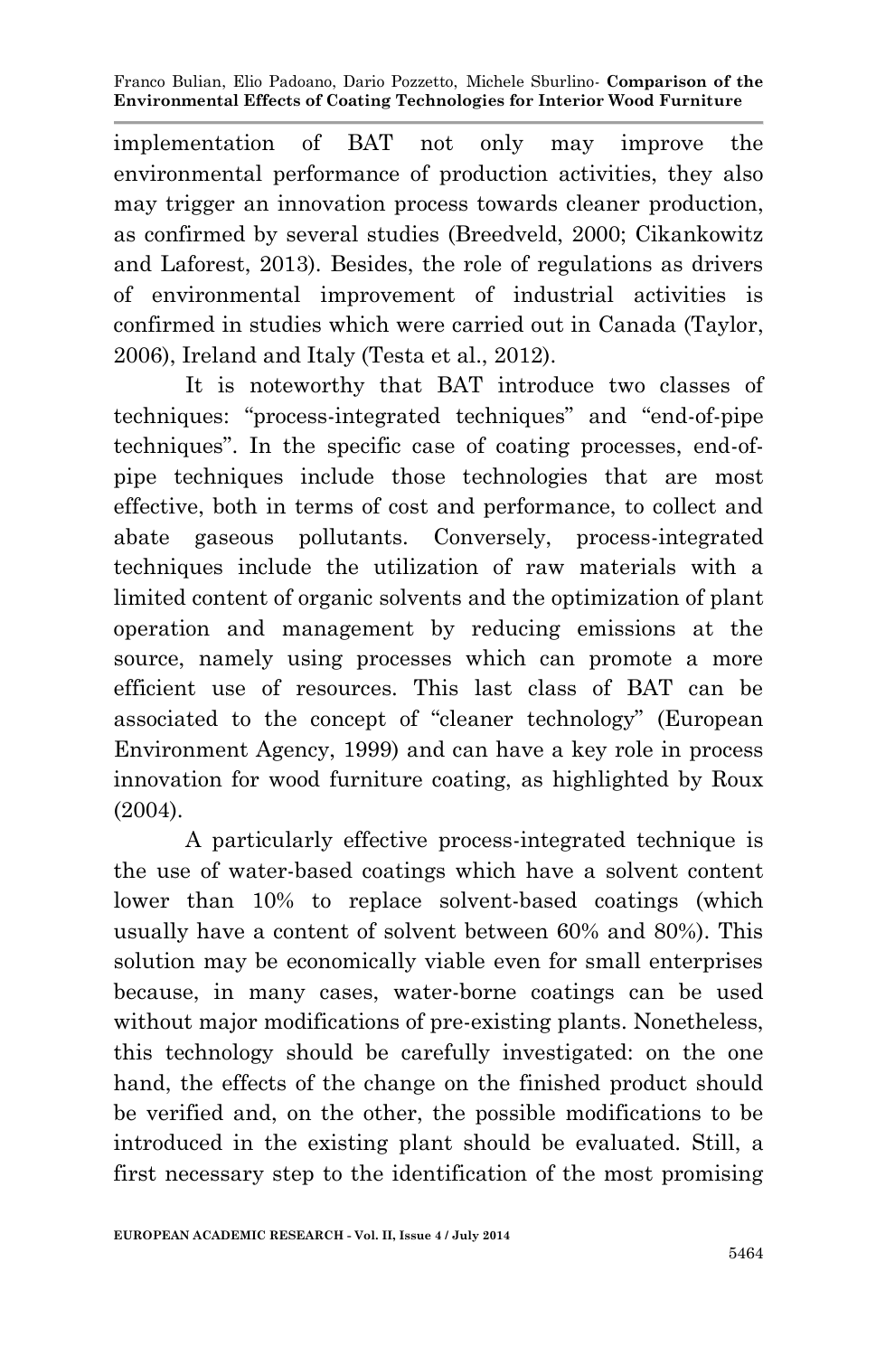implementation of BAT not only may improve the environmental performance of production activities, they also may trigger an innovation process towards cleaner production, as confirmed by several studies (Breedveld, 2000; Cikankowitz and Laforest, 2013). Besides, the role of regulations as drivers of environmental improvement of industrial activities is confirmed in studies which were carried out in Canada (Taylor, 2006), Ireland and Italy (Testa et al., 2012).

It is noteworthy that BAT introduce two classes of techniques: "process-integrated techniques" and "end-of-pipe techniques". In the specific case of coating processes, end-of-pipe techniques include those technologies that are most effective, both in terms of cost and performance, to collect and abate gaseous pollutants. Conversely, process-integrated techniques include the utilization of raw materials with a limited content of organic solvents and the optimization of plant operation and management by reducing emissions at the source, namely using processes which can promote a more efficient use of resources. This last class of BAT can be associated to the concept of "cleaner technology" (European Environment Agency, 1999) and can have a key role in process innovation for wood furniture coating, as highlighted by Roux (2004).

A particularly effective process-integrated technique is the use of water-based coatings which have a solvent content lower than 10% to replace solvent-based coatings (which usually have a content of solvent between 60% and 80%). This solution may be economically viable even for small enterprises because, in many cases, water-borne coatings can be used without major modifications of pre-existing plants. Nonetheless, this technology should be carefully investigated: on the one hand, the effects of the change on the finished product should be verified and, on the other, the possible modifications to be introduced in the existing plant should be evaluated. Still, a first necessary step to the identification of the most promising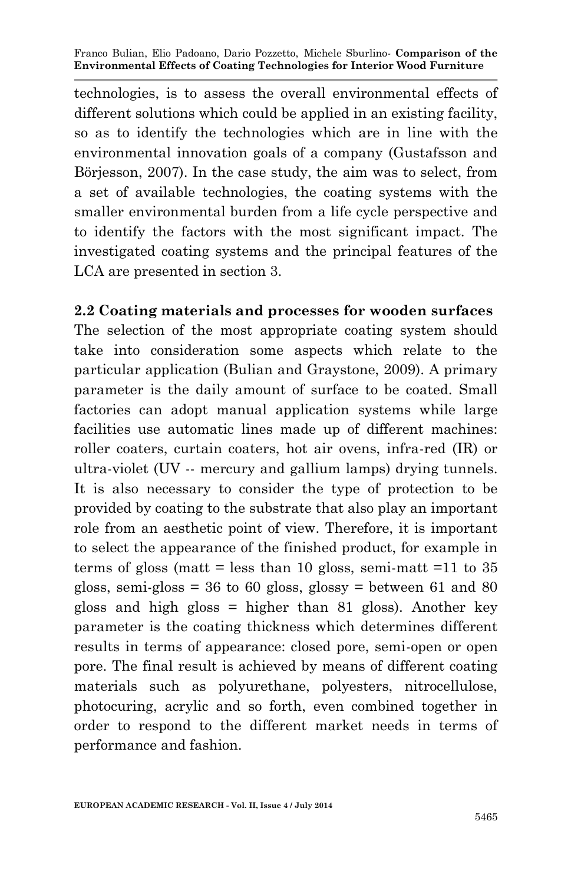technologies, is to assess the overall environmental effects of different solutions which could be applied in an existing facility, so as to identify the technologies which are in line with the environmental innovation goals of a company (Gustafsson and Börjesson, 2007). In the case study, the aim was to select, from a set of available technologies, the coating systems with the smaller environmental burden from a life cycle perspective and to identify the factors with the most significant impact. The investigated coating systems and the principal features of the LCA are presented in section 3.

## 2.2 Coating materials and processes for wooden surfaces

The selection of the most appropriate coating system should take into consideration some aspects which relate to the particular application (Bulian and Graystone, 2009). A primary parameter is the daily amount of surface to be coated. Small factories can adopt manual application systems while large facilities use automatic lines made up of different machines: roller coaters, curtain coaters, hot air ovens, infra-red (IR) or ultra-violet (UV -- mercury and gallium lamps) drying tunnels. It is also necessary to consider the type of protection to be provided by coating to the substrate that also play an important role from an aesthetic point of view. Therefore, it is important to select the appearance of the finished product, for example in terms of gloss (matt = less than 10 gloss, semi-matt =11 to 35 gloss, semi-gloss = 36 to 60 gloss, glossy = between 61 and 80 gloss and high gloss = higher than 81 gloss). Another key parameter is the coating thickness which determines different results in terms of appearance: closed pore, semi-open or open pore. The final result is achieved by means of different coating materials such as polyurethane, polyesters, nitrocellulose, photocuring, acrylic and so forth, even combined together in order to respond to the different market needs in terms of performance and fashion.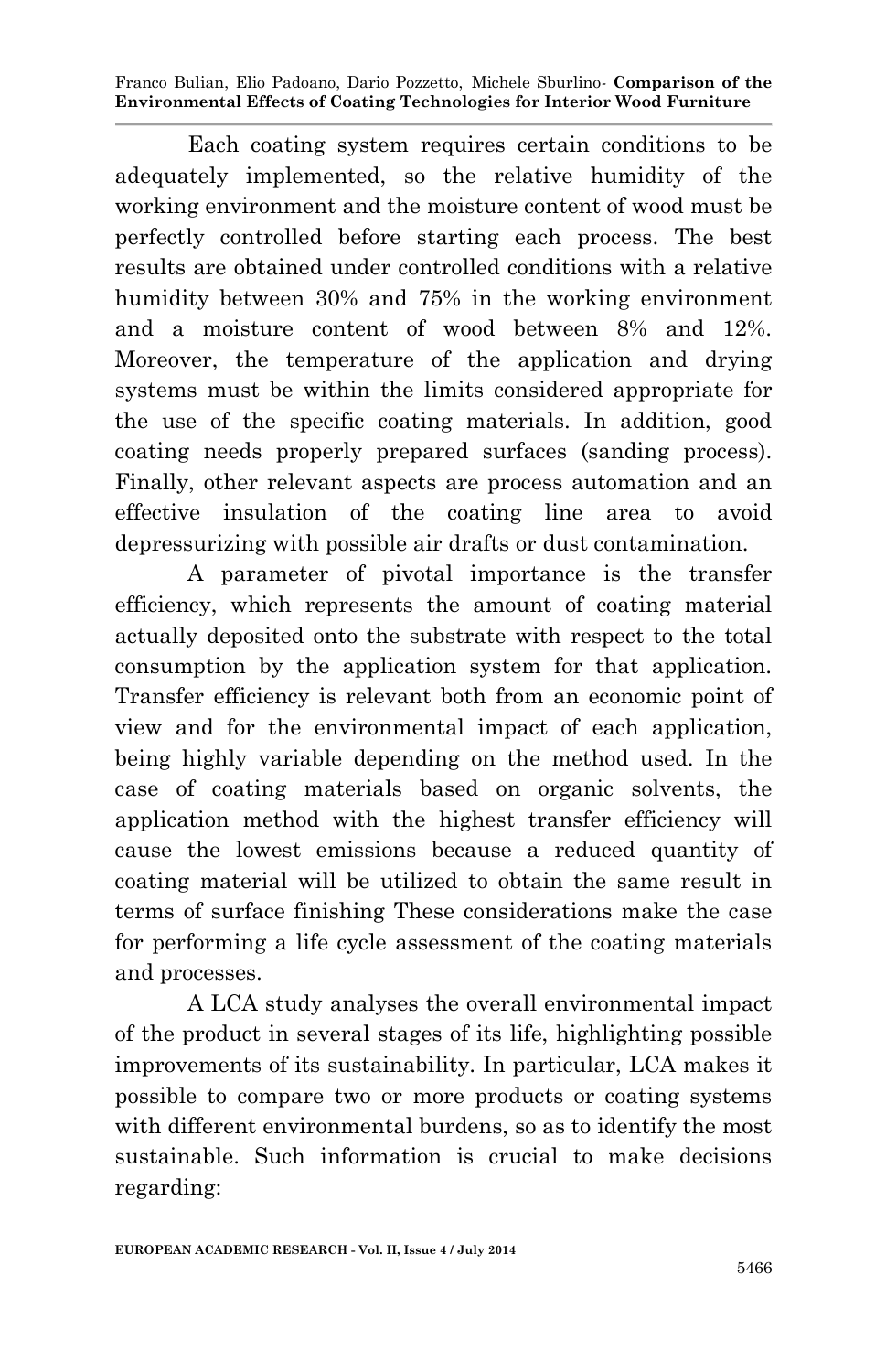Each coating system requires certain conditions to be adequately implemented, so the relative humidity of the working environment and the moisture content of wood must be perfectly controlled before starting each process. The best results are obtained under controlled conditions with a relative humidity between 30% and 75% in the working environment and a moisture content of wood between 8% and 12%. Moreover, the temperature of the application and drying systems must be within the limits considered appropriate for the use of the specific coating materials. In addition, good coating needs properly prepared surfaces (sanding process). Finally, other relevant aspects are process automation and an effective insulation of the coating line area to avoid depressurizing with possible air drafts or dust contamination.

A parameter of pivotal importance is the transfer efficiency, which represents the amount of coating material actually deposited onto the substrate with respect to the total consumption by the application system for that application. Transfer efficiency is relevant both from an economic point of view and for the environmental impact of each application, being highly variable depending on the method used. In the case of coating materials based on organic solvents, the application method with the highest transfer efficiency will cause the lowest emissions because a reduced quantity of coating material will be utilized to obtain the same result in terms of surface finishing These considerations make the case for performing a life cycle assessment of the coating materials and processes.

A LCA study analyses the overall environmental impact of the product in several stages of its life, highlighting possible improvements of its sustainability. In particular, LCA makes it possible to compare two or more products or coating systems with different environmental burdens, so as to identify the most sustainable. Such information is crucial to make decisions regarding: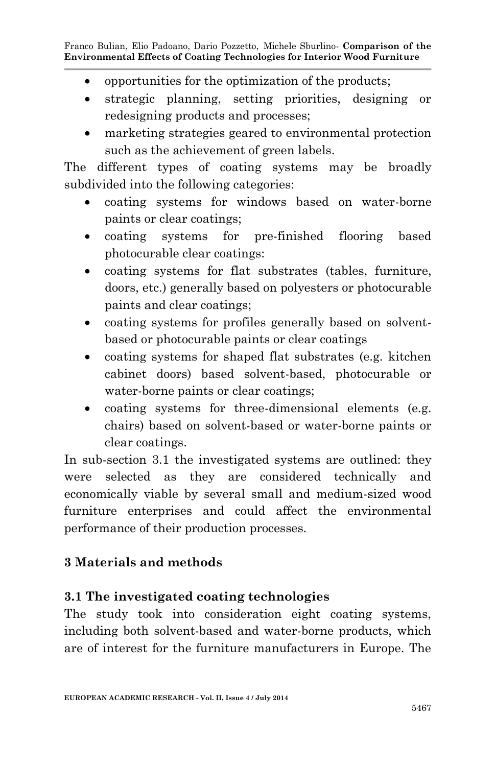- opportunities for the optimization of the products;
- strategic planning, setting priorities, designing or redesigning products and processes;
- marketing strategies geared to environmental protection such as the achievement of green labels.

The different types of coating systems may be broadly subdivided into the following categories:

- coating systems for windows based on water-borne paints or clear coatings;
- coating systems for pre-finished flooring based photocurable clear coatings:
- coating systems for flat substrates (tables, furniture, doors, etc.) generally based on polyesters or photocurable paints and clear coatings;
- coating systems for profiles generally based on solvent-based or photocurable paints or clear coatings
- coating systems for shaped flat substrates (e.g. kitchen cabinet doors) based solvent-based, photocurable or water-borne paints or clear coatings;
- coating systems for three-dimensional elements (e.g. chairs) based on solvent-based or water-borne paints or clear coatings.

In sub-section 3.1 the investigated systems are outlined: they were selected as they are considered technically and economically viable by several small and medium-sized wood furniture enterprises and could affect the environmental performance of their production processes.

## 3 Materials and methods

### 3.1 The investigated coating technologies

The study took into consideration eight coating systems, including both solvent-based and water-borne products, which are of interest for the furniture manufacturers in Europe. The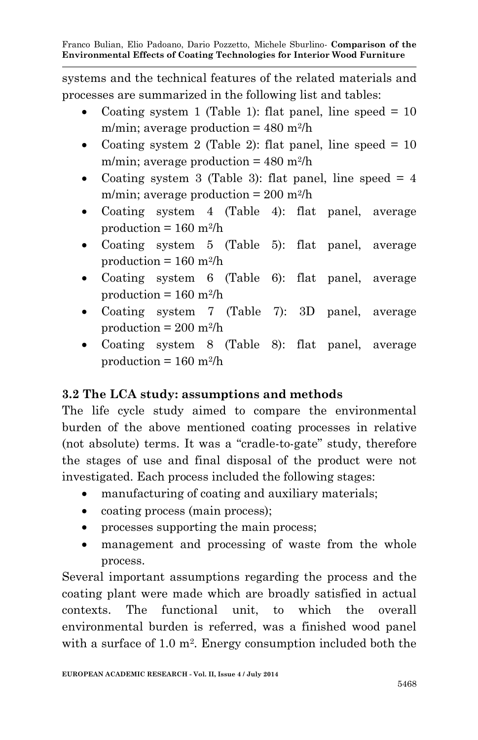systems and the technical features of the related materials and processes are summarized in the following list and tables:

- Coating system 1 (Table 1): flat panel, line speed = 10 m/min; average production = 480 $m^2/h$
- Coating system 2 (Table 2): flat panel, line speed = 10 m/min; average production = 480 $m^2/h$
- Coating system 3 (Table 3): flat panel, line speed = 4 m/min; average production = 200 $m^2/h$
- Coating system 4 (Table 4): flat panel, average production = 160 $m^2/h$
- Coating system 5 (Table 5): flat panel, average production = 160 $m^2/h$
- Coating system 6 (Table 6): flat panel, average production = 160 $m^2/h$
- Coating system 7 (Table 7): 3D panel, average production = 200 $m^2/h$
- Coating system 8 (Table 8): flat panel, average production = 160 $m^2/h$

### 3.2 The LCA study: assumptions and methods

The life cycle study aimed to compare the environmental burden of the above mentioned coating processes in relative (not absolute) terms. It was a "cradle-to-gate" study, therefore the stages of use and final disposal of the product were not investigated. Each process included the following stages:

- manufacturing of coating and auxiliary materials;
- coating process (main process);
- processes supporting the main process;
- management and processing of waste from the whole process.

Several important assumptions regarding the process and the coating plant were made which are broadly satisfied in actual contexts. The functional unit, to which the overall environmental burden is referred, was a finished wood panel with a surface of 1.0 $m^2$. Energy consumption included both the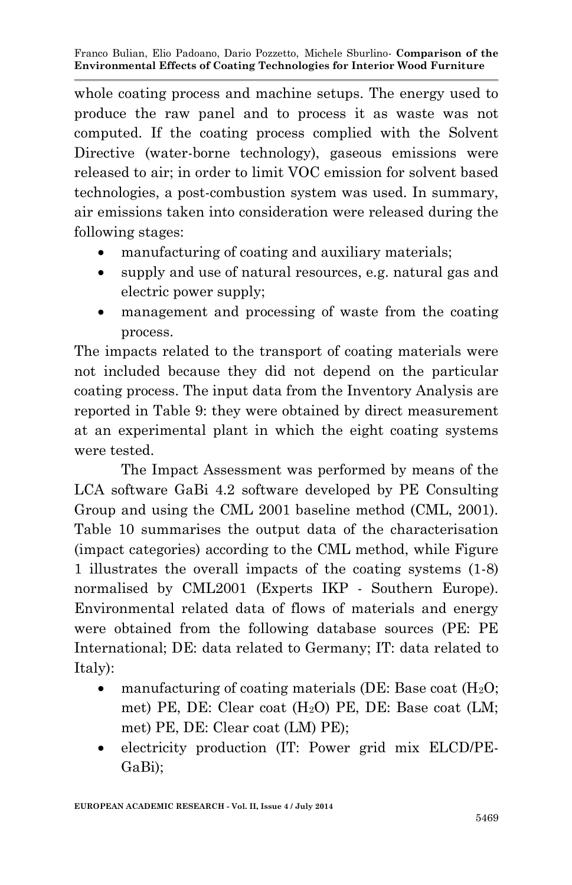whole coating process and machine setups. The energy used to produce the raw panel and to process it as waste was not computed. If the coating process complied with the Solvent Directive (water-borne technology), gaseous emissions were released to air; in order to limit VOC emission for solvent based technologies, a post-combustion system was used. In summary, air emissions taken into consideration were released during the following stages:

- manufacturing of coating and auxiliary materials;
- supply and use of natural resources, e.g. natural gas and electric power supply;
- management and processing of waste from the coating process.

The impacts related to the transport of coating materials were not included because they did not depend on the particular coating process. The input data from the Inventory Analysis are reported in Table 9: they were obtained by direct measurement at an experimental plant in which the eight coating systems were tested.

The Impact Assessment was performed by means of the LCA software GaBi 4.2 software developed by PE Consulting Group and using the CML 2001 baseline method (CML, 2001). Table 10 summarises the output data of the characterisation (impact categories) according to the CML method, while Figure 1 illustrates the overall impacts of the coating systems (1-8) normalised by CML2001 (Experts IKP - Southern Europe). Environmental related data of flows of materials and energy were obtained from the following database sources (PE: PE International; DE: data related to Germany; IT: data related to Italy):

- manufacturing of coating materials (DE: Base coat ($H_2O$; met) PE, DE: Clear coat ($H_2O$) PE, DE: Base coat (LM; met) PE, DE: Clear coat (LM) PE);
- electricity production (IT: Power grid mix ELCD/PE-GaBi);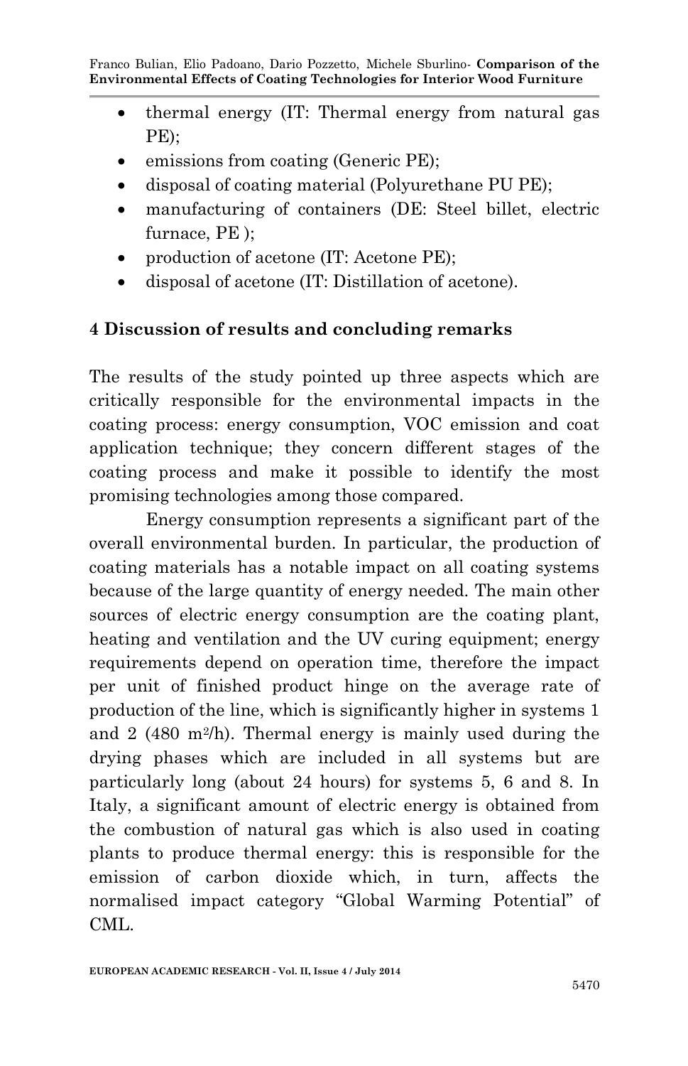- thermal energy (IT: Thermal energy from natural gas PE);
- emissions from coating (Generic PE);
- disposal of coating material (Polyurethane PU PE);
- manufacturing of containers (DE: Steel billet, electric furnace, PE );
- production of acetone (IT: Acetone PE);
- disposal of acetone (IT: Distillation of acetone).

## 4 Discussion of results and concluding remarks

The results of the study pointed up three aspects which are critically responsible for the environmental impacts in the coating process: energy consumption, VOC emission and coat application technique; they concern different stages of the coating process and make it possible to identify the most promising technologies among those compared.

Energy consumption represents a significant part of the overall environmental burden. In particular, the production of coating materials has a notable impact on all coating systems because of the large quantity of energy needed. The main other sources of electric energy consumption are the coating plant, heating and ventilation and the UV curing equipment; energy requirements depend on operation time, therefore the impact per unit of finished product hinge on the average rate of production of the line, which is significantly higher in systems 1 and 2 (480 $m^2$/h). Thermal energy is mainly used during the drying phases which are included in all systems but are particularly long (about 24 hours) for systems 5, 6 and 8. In Italy, a significant amount of electric energy is obtained from the combustion of natural gas which is also used in coating plants to produce thermal energy: this is responsible for the emission of carbon dioxide which, in turn, affects the normalised impact category "Global Warming Potential" of CML.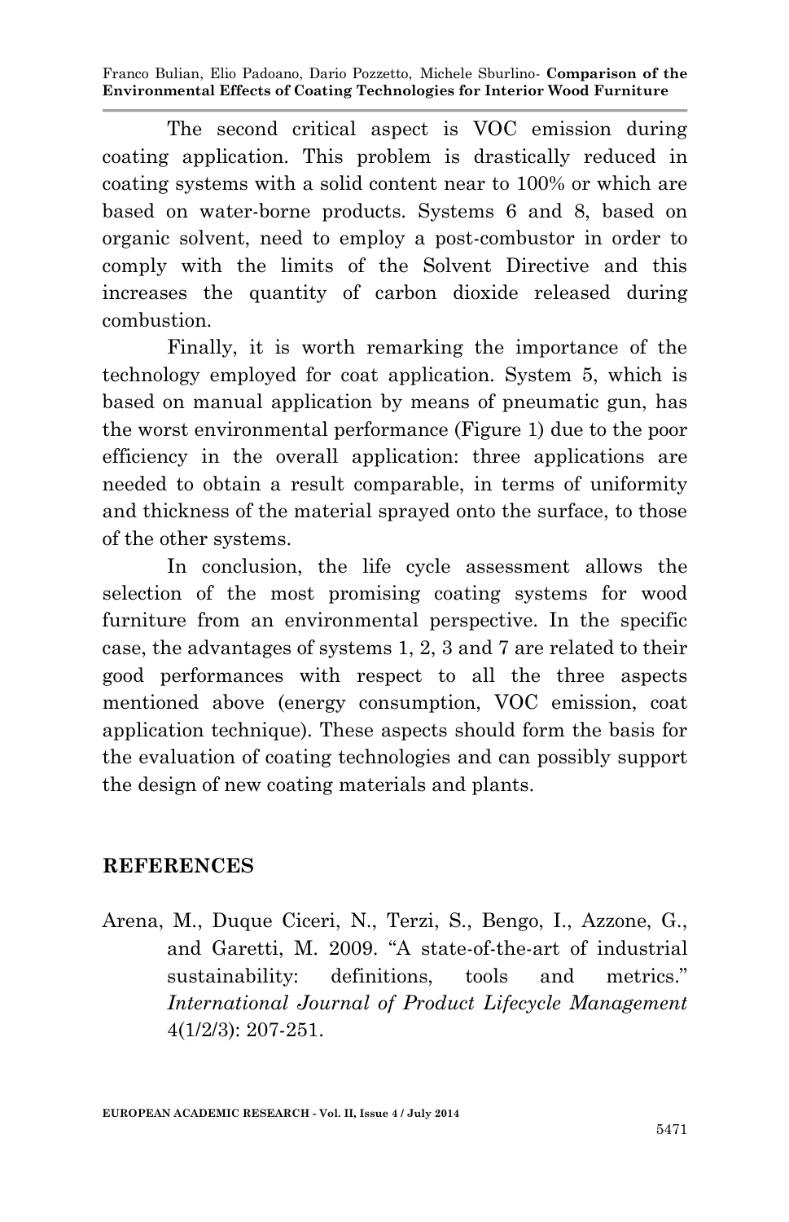The second critical aspect is VOC emission during coating application. This problem is drastically reduced in coating systems with a solid content near to 100% or which are based on water-borne products. Systems 6 and 8, based on organic solvent, need to employ a post-combustor in order to comply with the limits of the Solvent Directive and this increases the quantity of carbon dioxide released during combustion.

Finally, it is worth remarking the importance of the technology employed for coat application. System 5, which is based on manual application by means of pneumatic gun, has the worst environmental performance (Figure 1) due to the poor efficiency in the overall application: three applications are needed to obtain a result comparable, in terms of uniformity and thickness of the material sprayed onto the surface, to those of the other systems.

In conclusion, the life cycle assessment allows the selection of the most promising coating systems for wood furniture from an environmental perspective. In the specific case, the advantages of systems 1, 2, 3 and 7 are related to their good performances with respect to all the three aspects mentioned above (energy consumption, VOC emission, coat application technique). These aspects should form the basis for the evaluation of coating technologies and can possibly support the design of new coating materials and plants.

## REFERENCES

Arena, M., Duque Ciceri, N., Terzi, S., Bengo, I., Azzone, G., and Garetti, M. 2009. "A state-of-the-art of industrial sustainability: definitions, tools and metrics." *International Journal of Product Lifecycle Management* 4(1/2/3): 207-251.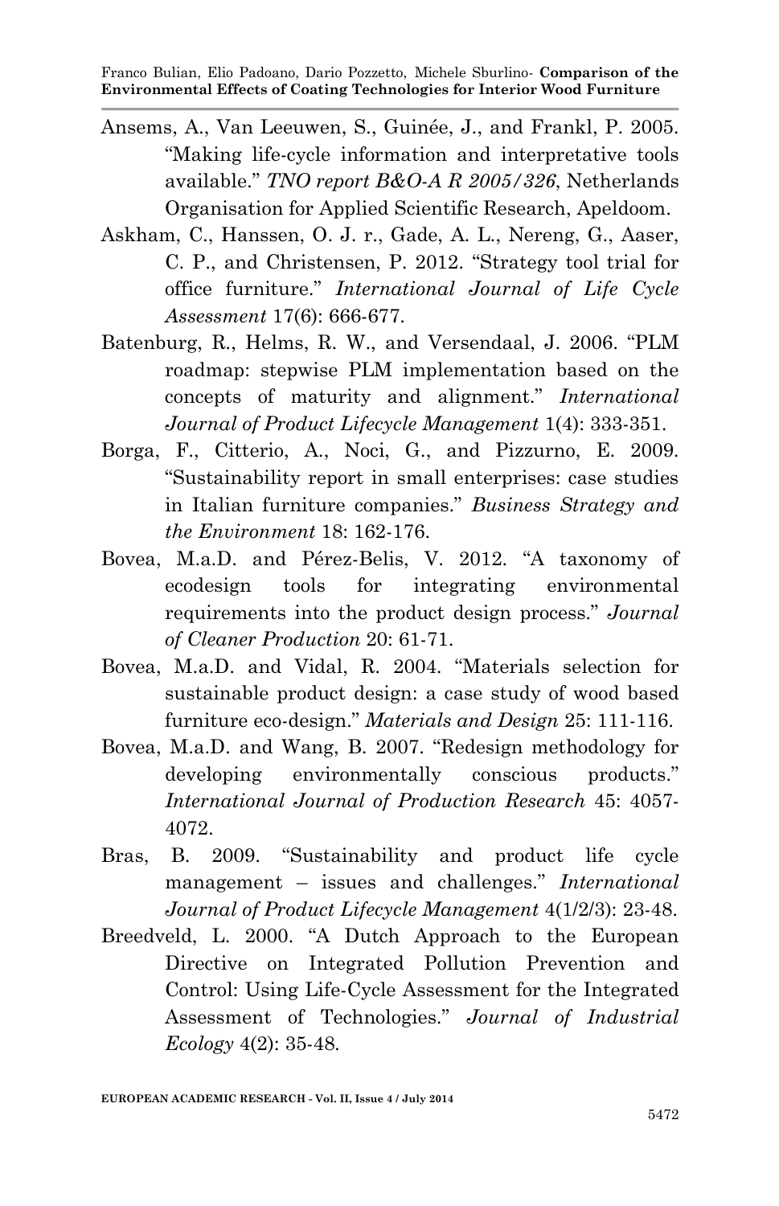Ansems, A., Van Leeuwen, S., Guinée, J., and Frankl, P. 2005. "Making life-cycle information and interpretative tools available." *TNO report B&O-A R 2005/326*, Netherlands Organisation for Applied Scientific Research, Apeldoom.

Askham, C., Hanssen, O. J. r., Gade, A. L., Nereng, G., Aaser, C. P., and Christensen, P. 2012. "Strategy tool trial for office furniture." *International Journal of Life Cycle Assessment* 17(6): 666-677.

Batenburg, R., Helms, R. W., and Versendaal, J. 2006. "PLM roadmap: stepwise PLM implementation based on the concepts of maturity and alignment." *International Journal of Product Lifecycle Management* 1(4): 333-351.

Borga, F., Citterio, A., Noci, G., and Pizzurno, E. 2009. "Sustainability report in small enterprises: case studies in Italian furniture companies." *Business Strategy and the Environment* 18: 162-176.

Bovea, M.a.D. and Pérez-Belis, V. 2012. "A taxonomy of ecodesign tools for integrating environmental requirements into the product design process." *Journal of Cleaner Production* 20: 61-71.

Bovea, M.a.D. and Vidal, R. 2004. "Materials selection for sustainable product design: a case study of wood based furniture eco-design." *Materials and Design* 25: 111-116.

Bovea, M.a.D. and Wang, B. 2007. "Redesign methodology for developing environmentally conscious products." *International Journal of Production Research* 45: 4057-4072.

Bras, B. 2009. "Sustainability and product life cycle management – issues and challenges." *International Journal of Product Lifecycle Management* 4(1/2/3): 23-48.

Breedveld, L. 2000. "A Dutch Approach to the European Directive on Integrated Pollution Prevention and Control: Using Life-Cycle Assessment for the Integrated Assessment of Technologies." *Journal of Industrial Ecology* 4(2): 35-48.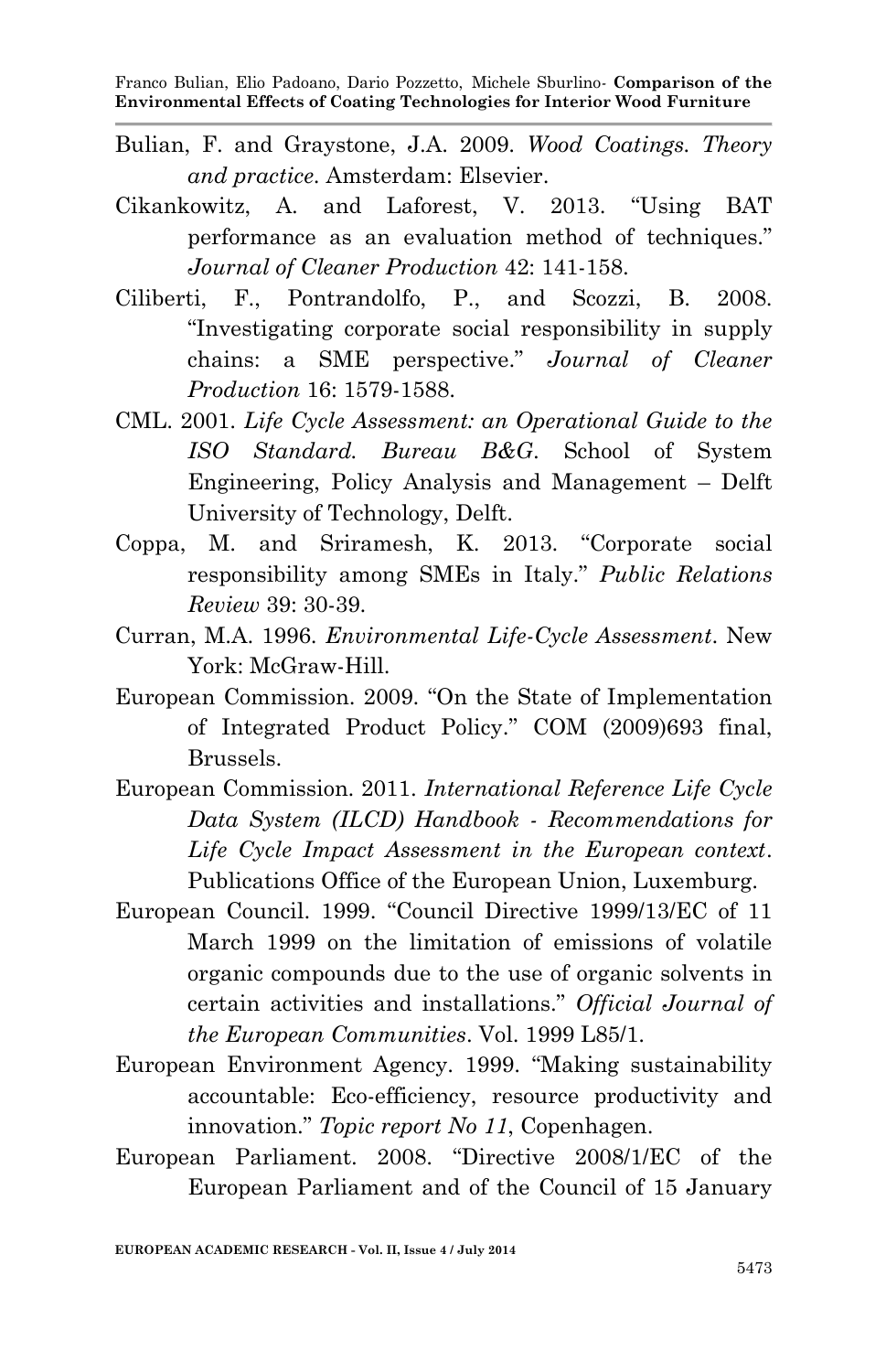Bulian, F. and Graystone, J.A. 2009. *Wood Coatings. Theory and practice*. Amsterdam: Elsevier.

Cikankowitz, A. and Laforest, V. 2013. "Using BAT performance as an evaluation method of techniques." *Journal of Cleaner Production* 42: 141-158.

Ciliberti, F., Pontrandolfo, P., and Scozzi, B. 2008. "Investigating corporate social responsibility in supply chains: a SME perspective." *Journal of Cleaner Production* 16: 1579-1588.

CML. 2001. *Life Cycle Assessment: an Operational Guide to the ISO Standard. Bureau B&G*. School of System Engineering, Policy Analysis and Management – Delft University of Technology, Delft.

Coppa, M. and Sriramesh, K. 2013. "Corporate social responsibility among SMEs in Italy." *Public Relations Review* 39: 30-39.

Curran, M.A. 1996. *Environmental Life-Cycle Assessment*. New York: McGraw-Hill.

European Commission. 2009. "On the State of Implementation of Integrated Product Policy." COM (2009)693 final, Brussels.

European Commission. 2011. *International Reference Life Cycle Data System (ILCD) Handbook - Recommendations for Life Cycle Impact Assessment in the European context*. Publications Office of the European Union, Luxemburg.

European Council. 1999. "Council Directive 1999/13/EC of 11 March 1999 on the limitation of emissions of volatile organic compounds due to the use of organic solvents in certain activities and installations." *Official Journal of the European Communities*. Vol. 1999 L85/1.

European Environment Agency. 1999. "Making sustainability accountable: Eco-efficiency, resource productivity and innovation." *Topic report No 11*, Copenhagen.

European Parliament. 2008. "Directive 2008/1/EC of the European Parliament and of the Council of 15 January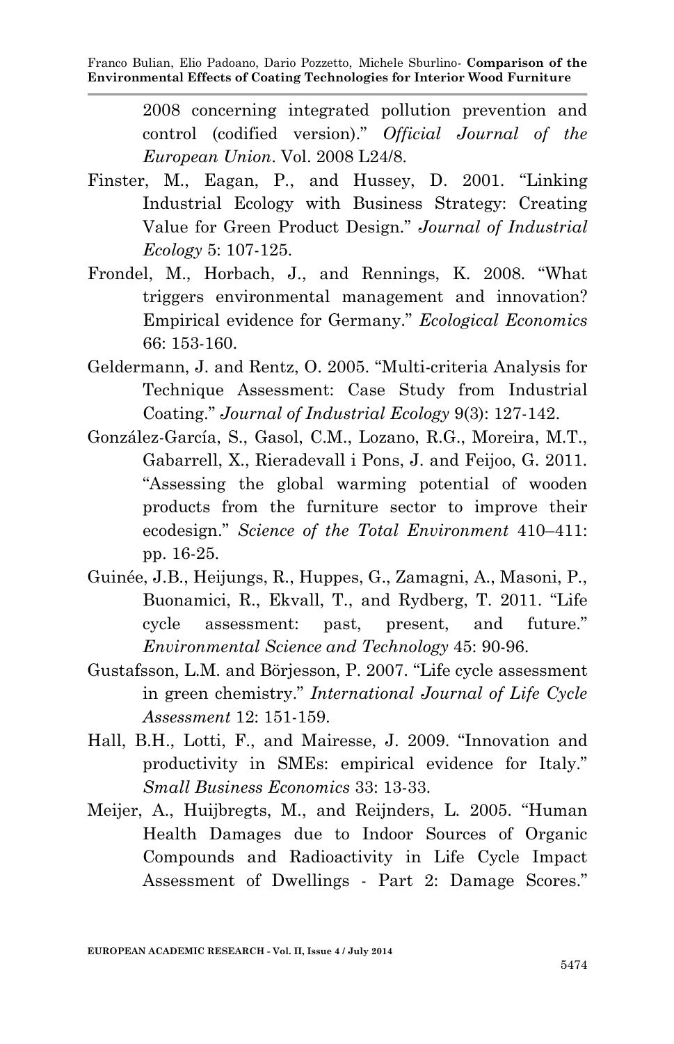2008 concerning integrated pollution prevention and control (codified version)." *Official Journal of the European Union*. Vol. 2008 L24/8.

Finster, M., Eagan, P., and Hussey, D. 2001. "Linking Industrial Ecology with Business Strategy: Creating Value for Green Product Design." *Journal of Industrial Ecology* 5: 107-125.

Frondel, M., Horbach, J., and Rennings, K. 2008. "What triggers environmental management and innovation? Empirical evidence for Germany." *Ecological Economics* 66: 153-160.

Geldermann, J. and Rentz, O. 2005. "Multi-criteria Analysis for Technique Assessment: Case Study from Industrial Coating." *Journal of Industrial Ecology* 9(3): 127-142.

González-García, S., Gasol, C.M., Lozano, R.G., Moreira, M.T., Gabarrell, X., Rieradevall i Pons, J. and Feijoo, G. 2011. "Assessing the global warming potential of wooden products from the furniture sector to improve their ecodesign." *Science of the Total Environment* 410–411: pp. 16-25.

Guinée, J.B., Heijungs, R., Huppes, G., Zamagni, A., Masoni, P., Buonamici, R., Ekvall, T., and Rydberg, T. 2011. "Life cycle assessment: past, present, and future." *Environmental Science and Technology* 45: 90-96.

Gustafsson, L.M. and Börjesson, P. 2007. "Life cycle assessment in green chemistry." *International Journal of Life Cycle Assessment* 12: 151-159.

Hall, B.H., Lotti, F., and Mairesse, J. 2009. "Innovation and productivity in SMEs: empirical evidence for Italy." *Small Business Economics* 33: 13-33.

Meijer, A., Huijbregts, M., and Reijnders, L. 2005. "Human Health Damages due to Indoor Sources of Organic Compounds and Radioactivity in Life Cycle Impact Assessment of Dwellings - Part 2: Damage Scores."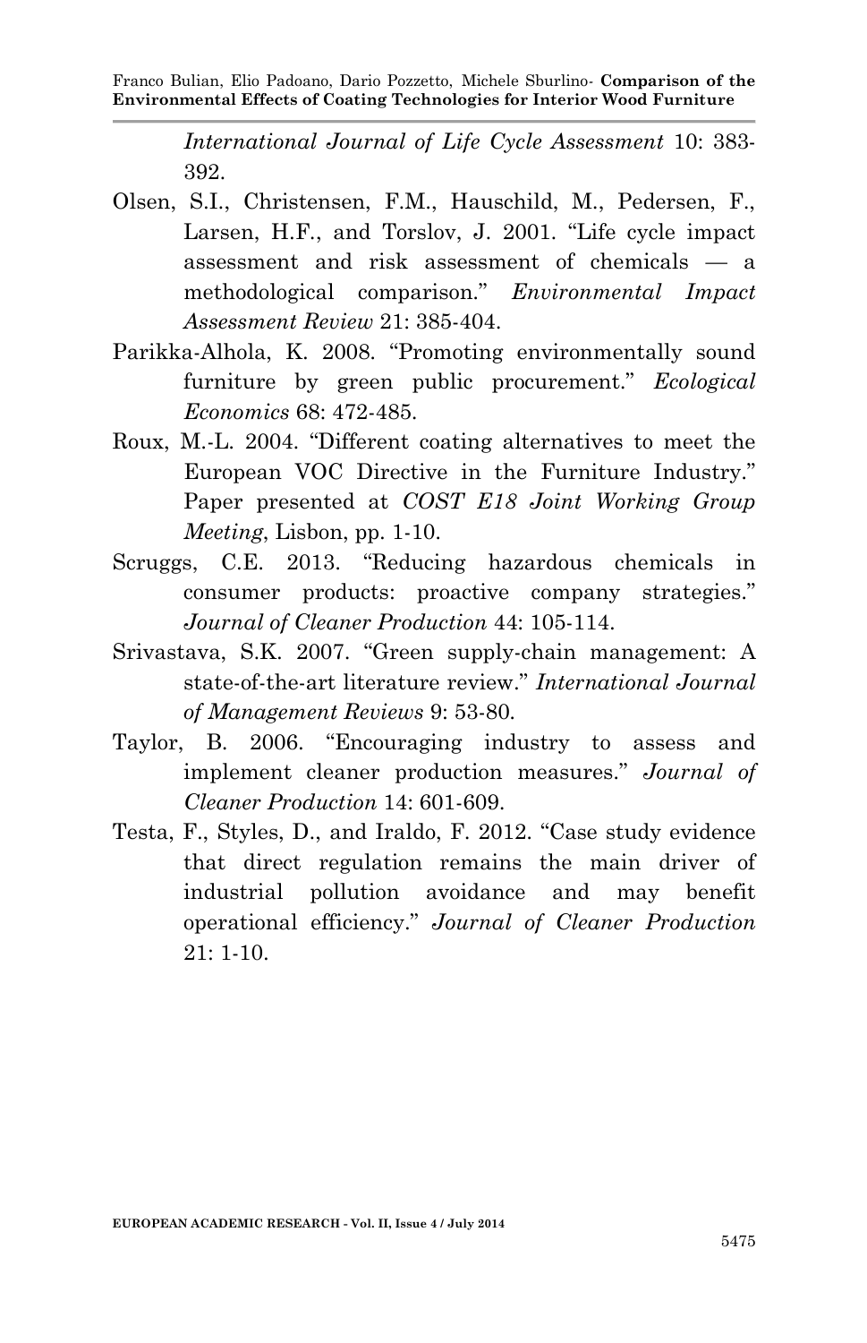*International Journal of Life Cycle Assessment* 10: 383-392.

Olsen, S.I., Christensen, F.M., Hauschild, M., Pedersen, F., Larsen, H.F., and Torslov, J. 2001. "Life cycle impact assessment and risk assessment of chemicals — a methodological comparison." *Environmental Impact Assessment Review* 21: 385-404.

Parikka-Alhola, K. 2008. "Promoting environmentally sound furniture by green public procurement." *Ecological Economics* 68: 472-485.

Roux, M.-L. 2004. "Different coating alternatives to meet the European VOC Directive in the Furniture Industry." Paper presented at *COST E18 Joint Working Group Meeting*, Lisbon, pp. 1-10.

Scruggs, C.E. 2013. "Reducing hazardous chemicals in consumer products: proactive company strategies." *Journal of Cleaner Production* 44: 105-114.

Srivastava, S.K. 2007. "Green supply-chain management: A state-of-the-art literature review." *International Journal of Management Reviews* 9: 53-80.

Taylor, B. 2006. "Encouraging industry to assess and implement cleaner production measures." *Journal of Cleaner Production* 14: 601-609.

Testa, F., Styles, D., and Iraldo, F. 2012. "Case study evidence that direct regulation remains the main driver of industrial pollution avoidance and may benefit operational efficiency." *Journal of Cleaner Production* 21: 1-10.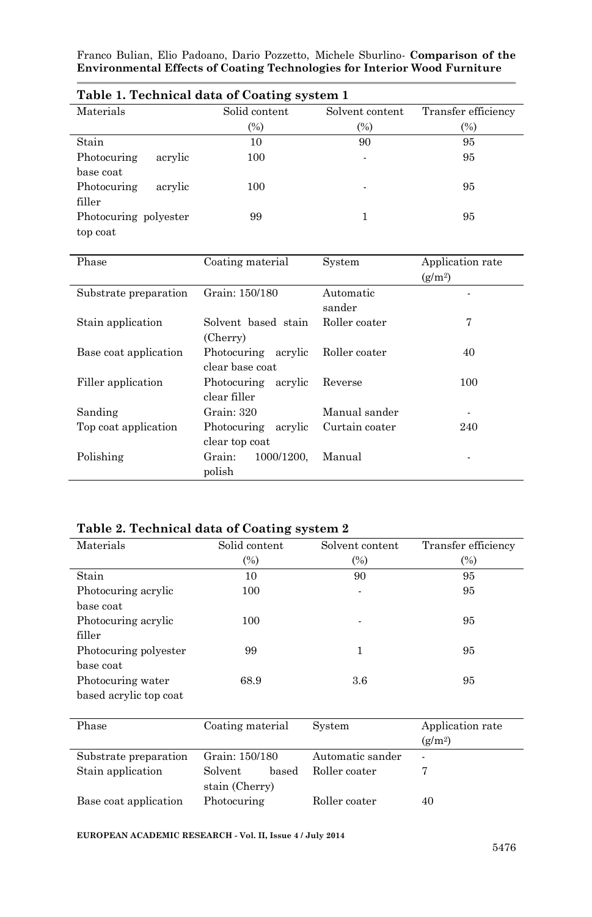**Table 1. Technical data of Coating system 1**

| Materials | Solid content (%) | Solvent content (%) | Transfer efficiency (%) |
|---|---|---|---|
| Stain | 10 | 90 | 95 |
| Photocuring acrylic base coat | 100 | - | 95 |
| Photocuring acrylic filler | 100 | - | 95 |
| Photocuring polyester top coat | 99 | 1 | 95 |

| Phase | Coating material | System | Application rate (g/m$^2$) |
|---|---|---|---|
| Substrate preparation | Grain: 150/180 | Automatic sander | - |
| Stain application | Solvent based stain (Cherry) | Roller coater | 7 |
| Base coat application | Photocuring acrylic clear base coat | Roller coater | 40 |
| Filler application | Photocuring acrylic clear filler | Reverse | 100 |
| Sanding | Grain: 320 | Manual sander | - |
| Top coat application | Photocuring acrylic clear top coat | Curtain coater | 240 |
| Polishing | Grain: 1000/1200, polish | Manual | - |

**Table 2. Technical data of Coating system 2**

| Materials | Solid content (%) | Solvent content (%) | Transfer efficiency (%) |
|---|---|---|---|
| Stain | 10 | 90 | 95 |
| Photocuring acrylic base coat | 100 | - | 95 |
| Photocuring acrylic filler | 100 | - | 95 |
| Photocuring polyester base coat | 99 | 1 | 95 |
| Photocuring water based acrylic top coat | 68.9 | 3.6 | 95 |

| Phase | Coating material | System | Application rate (g/m$^2$) |
|---|---|---|---|
| Substrate preparation | Grain: 150/180 | Automatic sander | - |
| Stain application | Solvent based stain (Cherry) | Roller coater | 7 |
| Base coat application | Photocuring | Roller coater | 40 |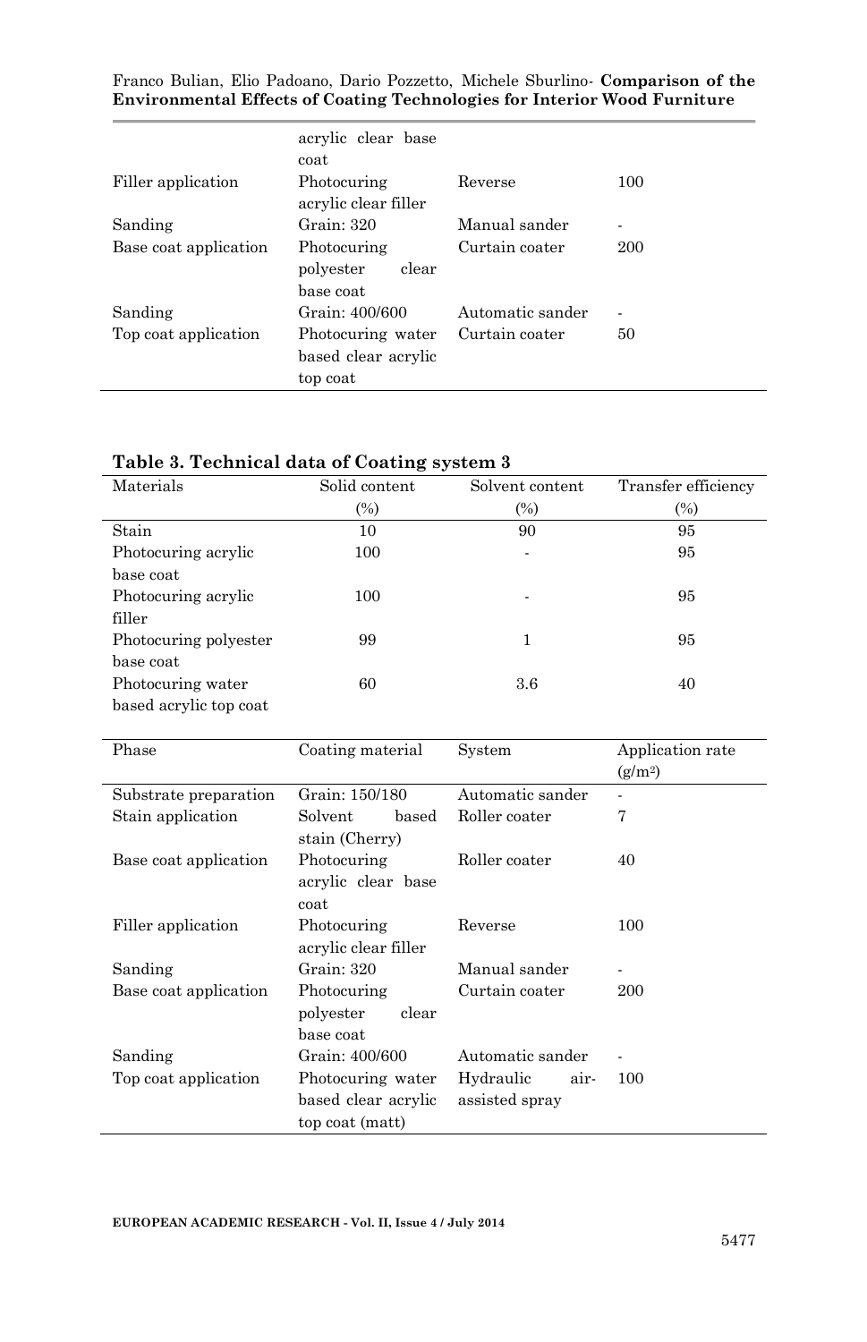| | acrylic clear base coat | | |
|---|---|---|---|
| Filler application | Photocuring acrylic clear filler | Reverse | 100 |
| Sanding | Grain: 320 | Manual sander | - |
| Base coat application | Photocuring polyester clear base coat | Curtain coater | 200 |
| Sanding | Grain: 400/600 | Automatic sander | - |
| Top coat application | Photocuring water based clear acrylic top coat | Curtain coater | 50 |

**Table 3. Technical data of Coating system 3**

| Materials | Solid content (%) | Solvent content (%) | Transfer efficiency (%) |
|---|---|---|---|
| Stain | 10 | 90 | 95 |
| Photocuring acrylic base coat | 100 | - | 95 |
| Photocuring acrylic filler | 100 | - | 95 |
| Photocuring polyester base coat | 99 | 1 | 95 |
| Photocuring water based acrylic top coat | 60 | 3.6 | 40 |

| Phase | Coating material | System | Application rate ($g/m^2$) |
|---|---|---|---|
| Substrate preparation | Grain: 150/180 | Automatic sander | - |
| Stain application | Solvent based stain (Cherry) | Roller coater | 7 |
| Base coat application | Photocuring acrylic clear base coat | Roller coater | 40 |
| Filler application | Photocuring acrylic clear filler | Reverse | 100 |
| Sanding | Grain: 320 | Manual sander | - |
| Base coat application | Photocuring polyester clear base coat | Curtain coater | 200 |
| Sanding | Grain: 400/600 | Automatic sander | - |
| Top coat application | Photocuring water based clear acrylic top coat (matt) | Hydraulic air-assisted spray | 100 |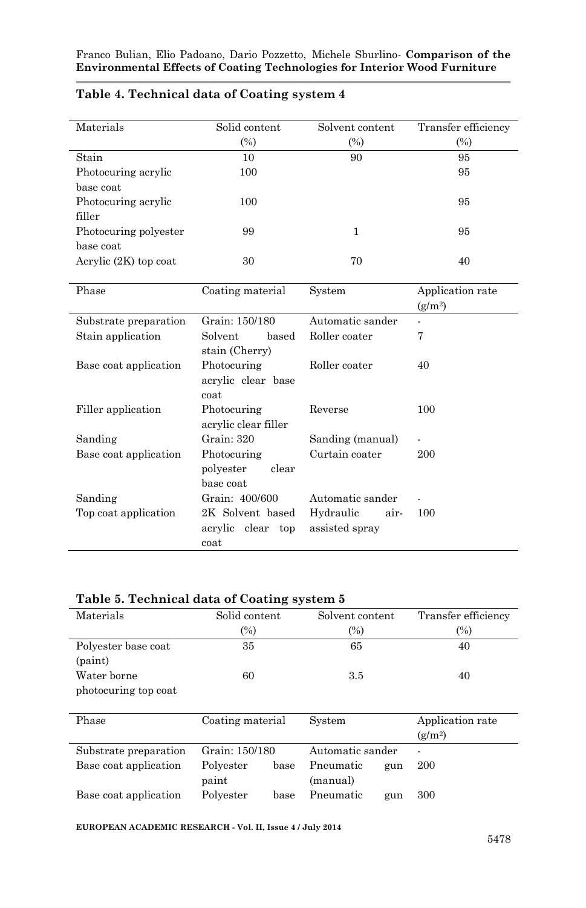**Table 4. Technical data of Coating system 4**

| Materials | Solid content (%) | Solvent content (%) | Transfer efficiency (%) |
|---|---|---|---|
| Stain | 10 | 90 | 95 |
| Photocuring acrylic base coat | 100 | | 95 |
| Photocuring acrylic filler | 100 | | 95 |
| Photocuring polyester base coat | 99 | 1 | 95 |
| Acrylic (2K) top coat | 30 | 70 | 40 |

| Phase | Coating material | System | Application rate (g/m²) |
|---|---|---|---|
| Substrate preparation | Grain: 150/180 | Automatic sander | - |
| Stain application | Solvent based stain (Cherry) | Roller coater | 7 |
| Base coat application | Photocuring acrylic clear base coat | Roller coater | 40 |
| Filler application | Photocuring acrylic clear filler | Reverse | 100 |
| Sanding | Grain: 320 | Sanding (manual) | - |
| Base coat application | Photocuring polyester clear base coat | Curtain coater | 200 |
| Sanding | Grain: 400/600 | Automatic sander | - |
| Top coat application | 2K Solvent based acrylic clear top coat | Hydraulic air-assisted spray | 100 |

**Table 5. Technical data of Coating system 5**

| Materials | Solid content (%) | Solvent content (%) | Transfer efficiency (%) |
|---|---|---|---|
| Polyester base coat (paint) | 35 | 65 | 40 |
| Water borne photocuring top coat | 60 | 3.5 | 40 |

| Phase | Coating material | System | Application rate (g/m²) |
|---|---|---|---|
| Substrate preparation | Grain: 150/180 | Automatic sander | - |
| Base coat application | Polyester base paint | Pneumatic gun (manual) | 200 |
| Base coat application | Polyester base | Pneumatic gun | 300 |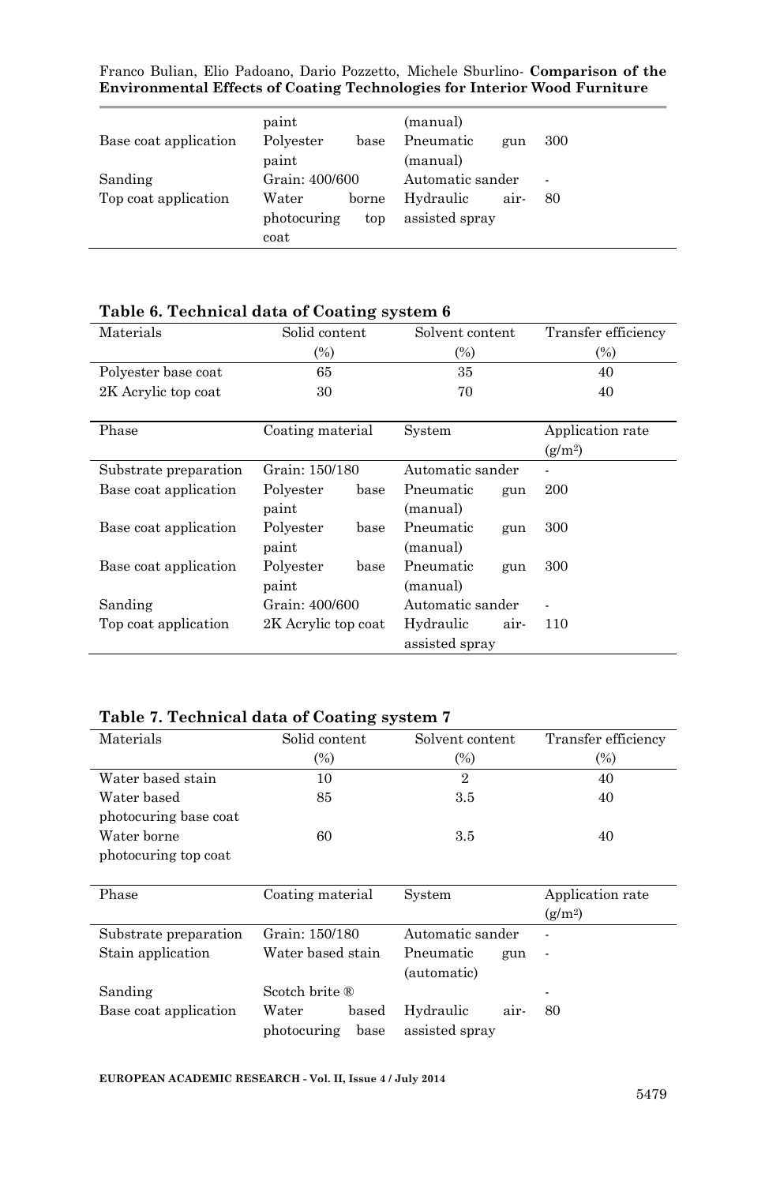| | paint | (manual) | |
|---|---|---|---|
| Base coat application | Polyester base paint | Pneumatic gun (manual) | 300 |
| Sanding | Grain: 400/600 | Automatic sander | - |
| Top coat application | Water borne photocuring top coat | Hydraulic air-assisted spray | 80 |

**Table 6. Technical data of Coating system 6**

| Materials | Solid content (%) | Solvent content (%) | Transfer efficiency (%) |
|---|---|---|---|
| Polyester base coat | 65 | 35 | 40 |
| 2K Acrylic top coat | 30 | 70 | 40 |

| Phase | Coating material | System | Application rate (g/m$^2$) |
|---|---|---|---|
| Substrate preparation | Grain: 150/180 | Automatic sander | - |
| Base coat application | Polyester base paint | Pneumatic gun (manual) | 200 |
| Base coat application | Polyester base paint | Pneumatic gun (manual) | 300 |
| Base coat application | Polyester base paint | Pneumatic gun (manual) | 300 |
| Sanding | Grain: 400/600 | Automatic sander | - |
| Top coat application | 2K Acrylic top coat | Hydraulic air-assisted spray | 110 |

**Table 7. Technical data of Coating system 7**

| Materials | Solid content (%) | Solvent content (%) | Transfer efficiency (%) |
|---|---|---|---|
| Water based stain | 10 | 2 | 40 |
| Water based photocuring base coat | 85 | 3.5 | 40 |
| Water borne photocuring top coat | 60 | 3.5 | 40 |

| Phase | Coating material | System | Application rate (g/m$^2$) |
|---|---|---|---|
| Substrate preparation | Grain: 150/180 | Automatic sander | - |
| Stain application | Water based stain | Pneumatic gun (automatic) | - |
| Sanding | Scotch brite ® | | - |
| Base coat application | Water based photocuring base | Hydraulic air-assisted spray | 80 |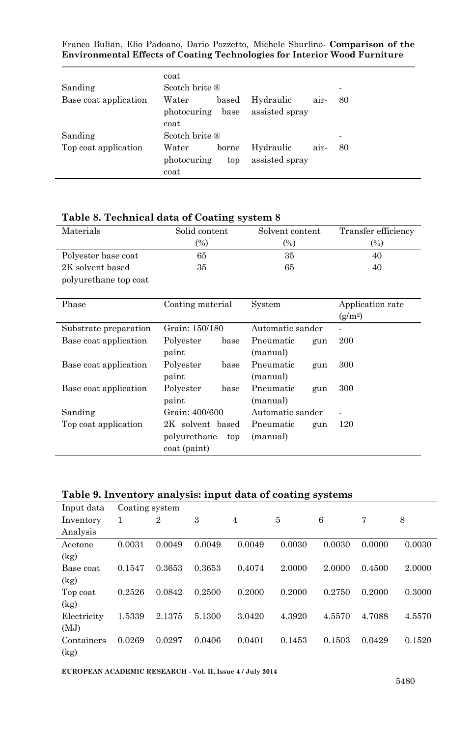| | coat | | |
|---|---|---|---|
| Sanding | Scotch brite ® | | - |
| Base coat application | Water based photocuring base coat | Hydraulic air-assisted spray | 80 |
| Sanding | Scotch brite ® | | - |
| Top coat application | Water borne photocuring top coat | Hydraulic air-assisted spray | 80 |

**Table 8. Technical data of Coating system 8**

| Materials | Solid content (%) | Solvent content (%) | Transfer efficiency (%) |
|---|---|---|---|
| Polyester base coat | 65 | 35 | 40 |
| 2K solvent based polyurethane top coat | 35 | 65 | 40 |

| Phase | Coating material | System | Application rate (g/m$^2$) |
|---|---|---|---|
| Substrate preparation | Grain: 150/180 | Automatic sander | - |
| Base coat application | Polyester base paint | Pneumatic gun (manual) | 200 |
| Base coat application | Polyester base paint | Pneumatic gun (manual) | 300 |
| Base coat application | Polyester base paint | Pneumatic gun (manual) | 300 |
| Sanding | Grain: 400/600 | Automatic sander | - |
| Top coat application | 2K solvent based polyurethane top coat (paint) | Pneumatic gun (manual) | 120 |

**Table 9. Inventory analysis: input data of coating systems**

| Input data Inventory Analysis | Coating system 1 | 2 | 3 | 4 | 5 | 6 | 7 | 8 |
|---|---|---|---|---|---|---|---|---|
| Acetone (kg) | 0.0031 | 0.0049 | 0.0049 | 0.0049 | 0.0030 | 0.0030 | 0.0000 | 0.0030 |
| Base coat (kg) | 0.1547 | 0.3653 | 0.3653 | 0.4074 | 2.0000 | 2.0000 | 0.4500 | 2.0000 |
| Top coat (kg) | 0.2526 | 0.0842 | 0.2500 | 0.2000 | 0.2000 | 0.2750 | 0.2000 | 0.3000 |
| Electricity (MJ) | 1.5339 | 2.1375 | 5.1300 | 3.0420 | 4.3920 | 4.5570 | 4.7088 | 4.5570 |
| Containers (kg) | 0.0269 | 0.0297 | 0.0406 | 0.0401 | 0.1453 | 0.1503 | 0.0429 | 0.1520 |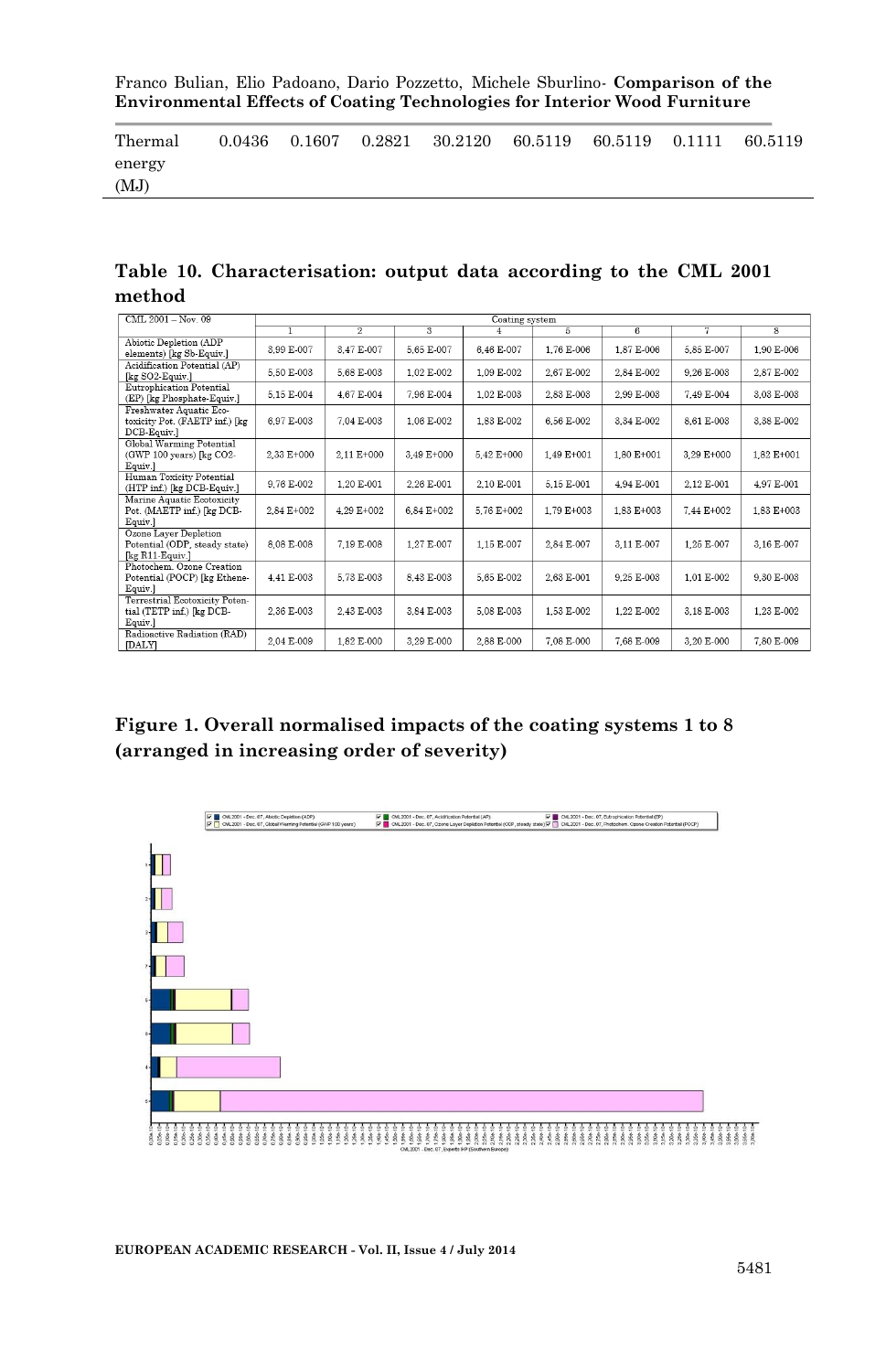| Thermal energy (MJ) | 0.0436 | 0.1607 | 0.2821 | 30.2120 | 60.5119 | 60.5119 | 0.1111 | 60.5119 |
|---|---|---|---|---|---|---|---|---|

**Table 10. Characterisation: output data according to the CML 2001 method**

| CML 2001 – Nov. 09 | Coating system | | | | | | | |
|---|---|---|---|---|---|---|---|---|
| | 1 | 2 | 3 | 4 | 5 | 6 | 7 | 8 |
| Abiotic Depletion (ADP elements) [kg Sb-Equiv.] | 3,99 E-007 | 3,47 E-007 | 5,65 E-007 | 6,48 E-007 | 1,76 E-006 | 1,87 E-006 | 5,85 E-007 | 1,90 E-006 |
| Acidification Potential (AP) [kg SO2-Equiv.] | 5,50 E-003 | 5,68 E-003 | 1,02 E-002 | 1,09 E-002 | 2,67 E-002 | 2,84 E-002 | 9,26 E-003 | 2,87 E-002 |
| Eutrophication Potential (EP) [kg Phosphate-Equiv.] | 5,15 E-004 | 4,67 E-004 | 7,96 E-004 | 1,02 E-003 | 2,83 E-003 | 2,99 E-003 | 7,49 E-004 | 3,03 E-003 |
| Freshwater Aquatic Ecotoxicity Pot. (FAETP inf.) [kg DCB-Equiv.] | 6,97 E-003 | 7,04 E-003 | 1,06 E-002 | 1,83 E-002 | 6,56 E-002 | 3,34 E-002 | 8,61 E-003 | 3,38 E-002 |
| Global Warming Potential (GWP 100 years) [kg CO2-Equiv.] | 2,33 E+000 | 2,11 E+000 | 3,49 E+000 | 5,42 E+000 | 1,49 E+001 | 1,80 E+001 | 3,29 E+000 | 1,82 E+001 |
| Human Toxicity Potential (HTP inf.) [kg DCB-Equiv.] | 9,76 E-002 | 1,20 E-001 | 2,26 E-001 | 2,10 E-001 | 5,15 E-001 | 4,94 E-001 | 2,12 E-001 | 4,97 E-001 |
| Marine Aquatic Ecotoxicity Pot. (MAETP inf.) [kg DCB-Equiv.] | 2,84 E+002 | 4,29 E+002 | 6,84 E+002 | 5,76 E+002 | 1,79 E+003 | 1,83 E+003 | 7,44 E+002 | 1,83 E+003 |
| Ozone Layer Depletion Potential (ODP, steady state) [kg R11-Equiv.] | 8,08 E-008 | 7,19 E-008 | 1,27 E-007 | 1,15 E-007 | 2,84 E-007 | 3,11 E-007 | 1,26 E-007 | 3,16 E-007 |
| Photochem. Ozone Creation Potential (POCP) [kg Ethene-Equiv.] | 4,41 E-003 | 5,73 E-003 | 8,43 E-003 | 5,65 E-002 | 2,63 E-001 | 9,25 E-003 | 1,01 E-002 | 9,30 E-003 |
| Terrestrial Ecotoxicity Potential (TETP inf.) [kg DCB-Equiv.] | 2,36 E-003 | 2,43 E-003 | 3,84 E-003 | 5,08 E-003 | 1,53 E-002 | 1,22 E-002 | 3,18 E-003 | 1,23 E-002 |
| Radioactive Radiation (RAD) [DALY] | 2,04 E-009 | 1,82 E-009 | 3,29 E-009 | 2,88 E-009 | 7,08 E-009 | 7,68 E-009 | 3,20 E-009 | 7,80 E-009 |

**Figure 1. Overall normalised impacts of the coating systems 1 to 8 (arranged in increasing order of severity)**

CML2001 - Dec. 07, Abiotic Depletion (ADP)
CML2001 - Dec. 07, Acidification Potential (AP)
CML2001 - Dec. 07, Eutrophication Potential (EP)
CML2001 - Dec. 07, Global Warming Potential (GWP 100 years)
CML2001 - Dec. 07, Ozone Layer Depletion Potential (ODP, steady state)
CML2001 - Dec. 07, Photochem. Ozone Creation Potential (POCP)

CML2001 - Dec. 07, Experts IHP (Southern Europe)